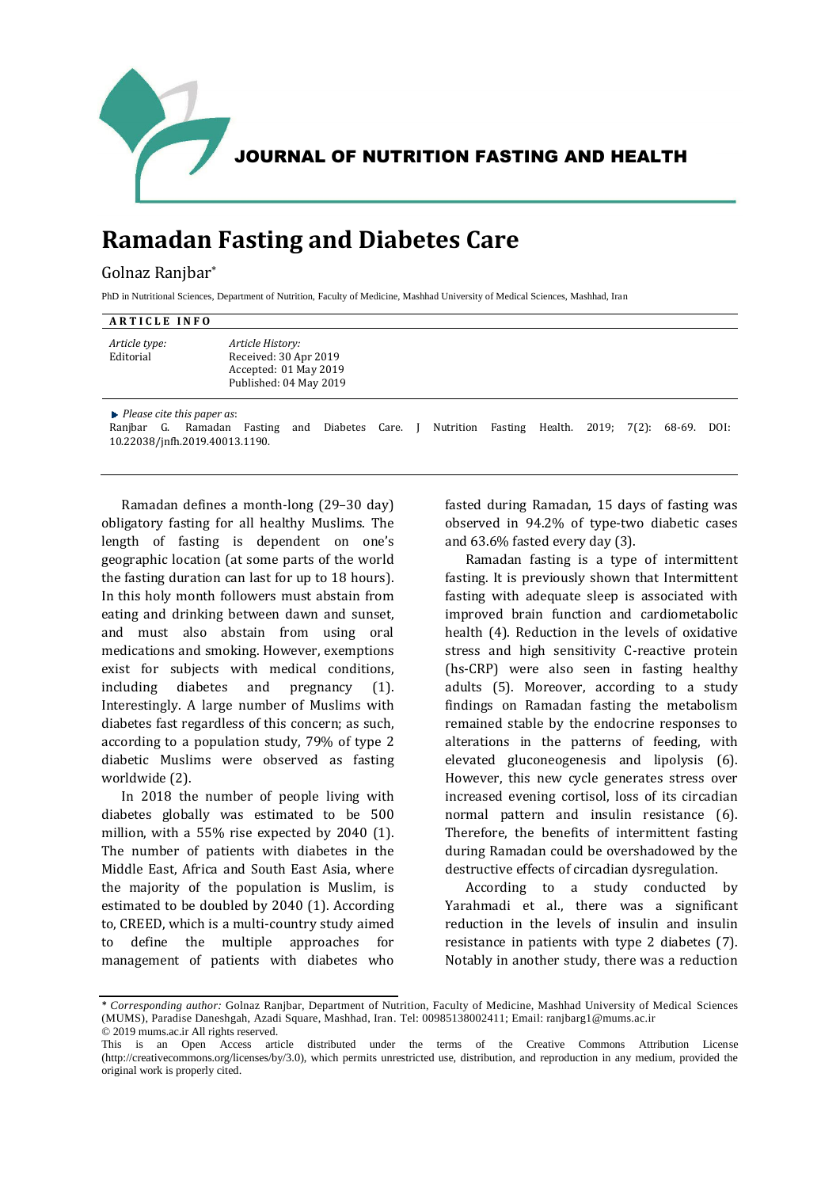JOURNAL OF NUTRITION FASTING AND HEALTH

# Ramadan Fasting and Diabetes Care

Golnaz Ranjbar*

PhD in Nutritional Sciences, Department of Nutrition, Faculty of Medicine, Mashhad University of Medical Sciences, Mashhad, Iran

**ARTICLE INFO**

*Article type:*
Editorial

*Article History:*
Received: 30 Apr 2019
Accepted: 01 May 2019
Published: 04 May 2019

*Please cite this paper as*:
Ranjbar G. Ramadan Fasting and Diabetes Care. J Nutrition Fasting Health. 2019; 7(2): 68-69. DOI: 10.22038/jnfh.2019.40013.1190.

---

Ramadan defines a month-long (29–30 day) obligatory fasting for all healthy Muslims. The length of fasting is dependent on one's geographic location (at some parts of the world the fasting duration can last for up to 18 hours). In this holy month followers must abstain from eating and drinking between dawn and sunset, and must also abstain from using oral medications and smoking. However, exemptions exist for subjects with medical conditions, including diabetes and pregnancy (1). Interestingly. A large number of Muslims with diabetes fast regardless of this concern; as such, according to a population study, 79% of type 2 diabetic Muslims were observed as fasting worldwide (2).

In 2018 the number of people living with diabetes globally was estimated to be 500 million, with a 55% rise expected by 2040 (1). The number of patients with diabetes in the Middle East, Africa and South East Asia, where the majority of the population is Muslim, is estimated to be doubled by 2040 (1). According to, CREED, which is a multi-country study aimed to define the multiple approaches for management of patients with diabetes who fasted during Ramadan, 15 days of fasting was observed in 94.2% of type-two diabetic cases and 63.6% fasted every day (3).

Ramadan fasting is a type of intermittent fasting. It is previously shown that Intermittent fasting with adequate sleep is associated with improved brain function and cardiometabolic health (4). Reduction in the levels of oxidative stress and high sensitivity C-reactive protein (hs-CRP) were also seen in fasting healthy adults (5). Moreover, according to a study findings on Ramadan fasting the metabolism remained stable by the endocrine responses to alterations in the patterns of feeding, with elevated gluconeogenesis and lipolysis (6). However, this new cycle generates stress over increased evening cortisol, loss of its circadian normal pattern and insulin resistance (6). Therefore, the benefits of intermittent fasting during Ramadan could be overshadowed by the destructive effects of circadian dysregulation.

According to a study conducted by Yarahmadi et al., there was a significant reduction in the levels of insulin and insulin resistance in patients with type 2 diabetes (7). Notably in another study, there was a reduction

---

* *Corresponding author:* Golnaz Ranjbar, Department of Nutrition, Faculty of Medicine, Mashhad University of Medical Sciences (MUMS), Paradise Daneshgah, Azadi Square, Mashhad, Iran. Tel: 00985138002411; Email: ranjbarg1@mums.ac.ir
© 2019 mums.ac.ir All rights reserved.
This is an Open Access article distributed under the terms of the Creative Commons Attribution License (http://creativecommons.org/licenses/by/3.0), which permits unrestricted use, distribution, and reproduction in any medium, provided the original work is properly cited.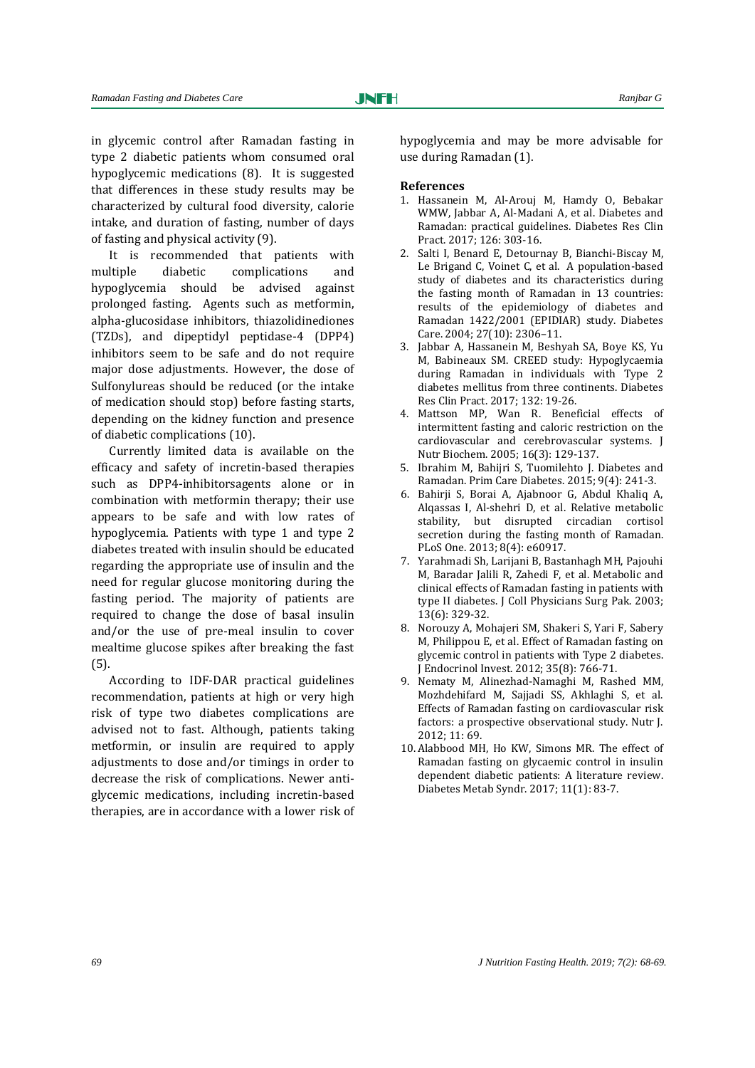in glycemic control after Ramadan fasting in type 2 diabetic patients whom consumed oral hypoglycemic medications (8). It is suggested that differences in these study results may be characterized by cultural food diversity, calorie intake, and duration of fasting, number of days of fasting and physical activity (9).

It is recommended that patients with multiple diabetic complications and hypoglycemia should be advised against prolonged fasting. Agents such as metformin, alpha-glucosidase inhibitors, thiazolidinediones (TZDs), and dipeptidyl peptidase-4 (DPP4) inhibitors seem to be safe and do not require major dose adjustments. However, the dose of Sulfonylureas should be reduced (or the intake of medication should stop) before fasting starts, depending on the kidney function and presence of diabetic complications (10).

Currently limited data is available on the efficacy and safety of incretin-based therapies such as DPP4-inhibitorsagents alone or in combination with metformin therapy; their use appears to be safe and with low rates of hypoglycemia. Patients with type 1 and type 2 diabetes treated with insulin should be educated regarding the appropriate use of insulin and the need for regular glucose monitoring during the fasting period. The majority of patients are required to change the dose of basal insulin and/or the use of pre-meal insulin to cover mealtime glucose spikes after breaking the fast (5).

According to IDF-DAR practical guidelines recommendation, patients at high or very high risk of type two diabetes complications are advised not to fast. Although, patients taking metformin, or insulin are required to apply adjustments to dose and/or timings in order to decrease the risk of complications. Newer anti-glycemic medications, including incretin-based therapies, are in accordance with a lower risk of hypoglycemia and may be more advisable for use during Ramadan (1).

## References

1. Hassanein M, Al-Arouj M, Hamdy O, Bebakar WMW, Jabbar A, Al-Madani A, et al. Diabetes and Ramadan: practical guidelines. Diabetes Res Clin Pract. 2017; 126: 303-16.
2. Salti I, Benard E, Detournay B, Bianchi-Biscay M, Le Brigand C, Voinet C, et al. A population-based study of diabetes and its characteristics during the fasting month of Ramadan in 13 countries: results of the epidemiology of diabetes and Ramadan 1422/2001 (EPIDIAR) study. Diabetes Care. 2004; 27(10): 2306–11.
3. Jabbar A, Hassanein M, Beshyah SA, Boye KS, Yu M, Babineaux SM. CREED study: Hypoglycaemia during Ramadan in individuals with Type 2 diabetes mellitus from three continents. Diabetes Res Clin Pract. 2017; 132: 19-26.
4. Mattson MP, Wan R. Beneficial effects of intermittent fasting and caloric restriction on the cardiovascular and cerebrovascular systems. J Nutr Biochem. 2005; 16(3): 129-137.
5. Ibrahim M, Bahijri S, Tuomilehto J. Diabetes and Ramadan. Prim Care Diabetes. 2015; 9(4): 241-3.
6. Bahirji S, Borai A, Ajabnoor G, Abdul Khaliq A, Alqassas I, Al-shehri D, et al. Relative metabolic stability, but disrupted circadian cortisol secretion during the fasting month of Ramadan. PLoS One. 2013; 8(4): e60917.
7. Yarahmadi Sh, Larijani B, Bastanhagh MH, Pajouhi M, Baradar Jalili R, Zahedi F, et al. Metabolic and clinical effects of Ramadan fasting in patients with type II diabetes. J Coll Physicians Surg Pak. 2003; 13(6): 329-32.
8. Norouzy A, Mohajeri SM, Shakeri S, Yari F, Sabery M, Philippou E, et al. Effect of Ramadan fasting on glycemic control in patients with Type 2 diabetes. J Endocrinol Invest. 2012; 35(8): 766-71.
9. Nematy M, Alinezhad-Namaghi M, Rashed MM, Mozhdehifard M, Sajjadi SS, Akhlaghi S, et al. Effects of Ramadan fasting on cardiovascular risk factors: a prospective observational study. Nutr J. 2012; 11: 69.
10. Alabbood MH, Ho KW, Simons MR. The effect of Ramadan fasting on glycaemic control in insulin dependent diabetic patients: A literature review. Diabetes Metab Syndr. 2017; 11(1): 83-7.